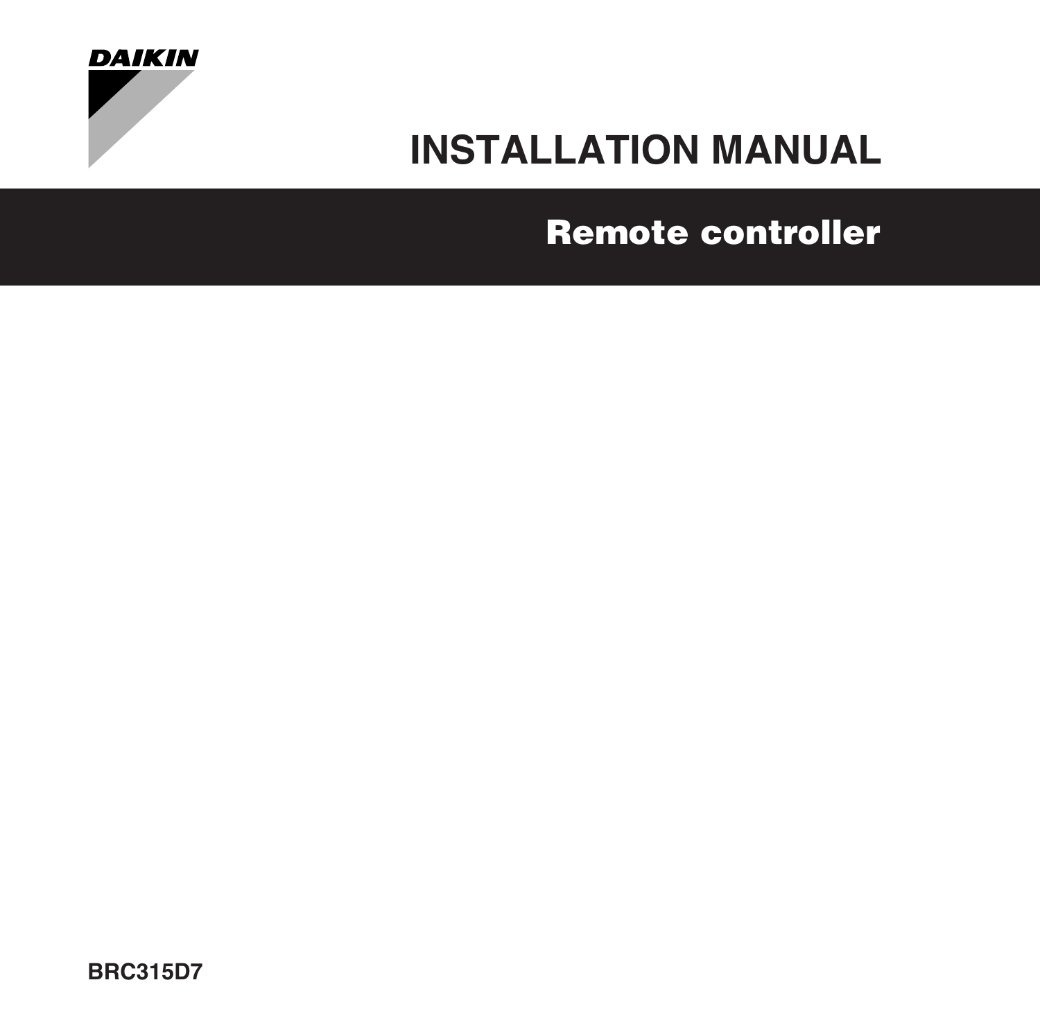DAIKIN

# INSTALLATION MANUAL

## Remote controller

**BRC315D7**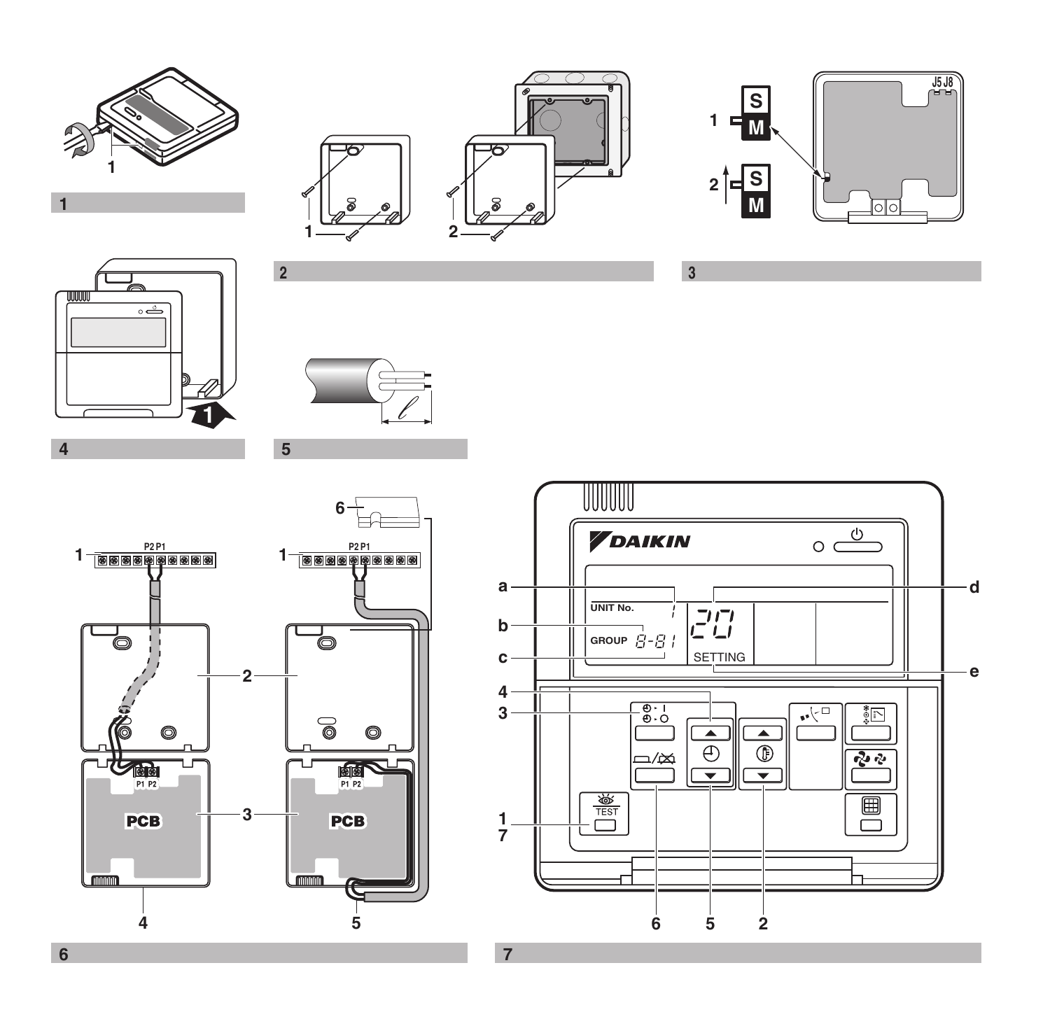1

2

3

4

5

6

7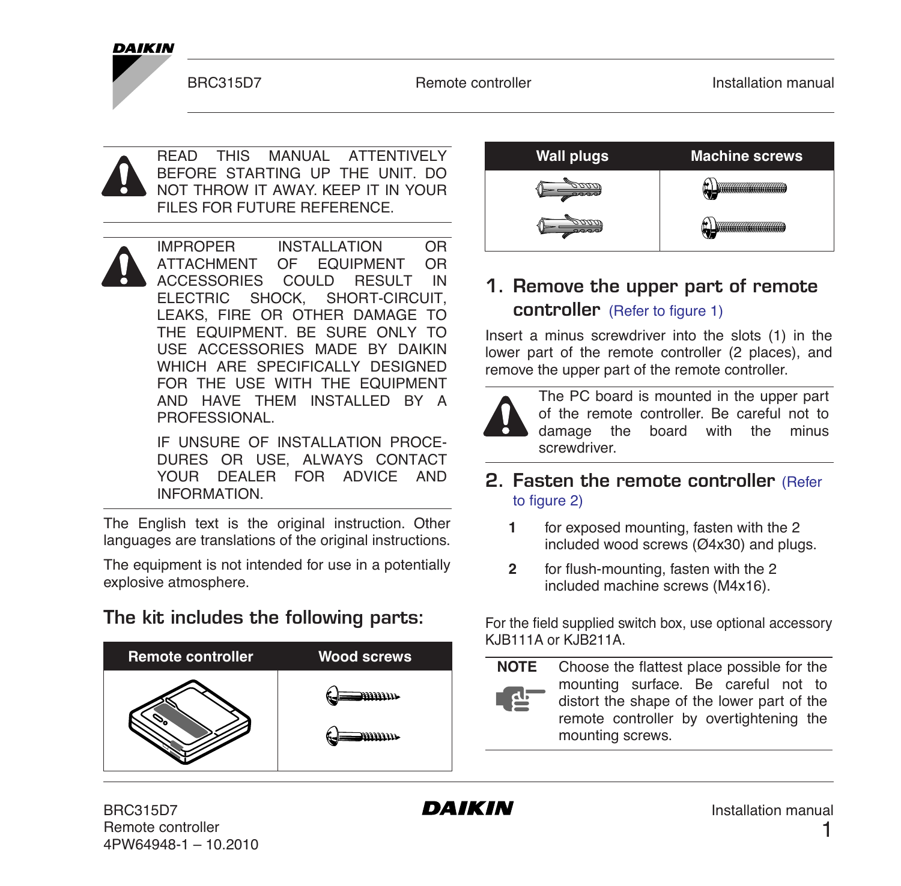READ THIS MANUAL ATTENTIVELY BEFORE STARTING UP THE UNIT. DO NOT THROW IT AWAY. KEEP IT IN YOUR FILES FOR FUTURE REFERENCE.

IMPROPER INSTALLATION OR ATTACHMENT OF EQUIPMENT OR ACCESSORIES COULD RESULT IN ELECTRIC SHOCK, SHORT-CIRCUIT, LEAKS, FIRE OR OTHER DAMAGE TO THE EQUIPMENT. BE SURE ONLY TO USE ACCESSORIES MADE BY DAIKIN WHICH ARE SPECIFICALLY DESIGNED FOR THE USE WITH THE EQUIPMENT AND HAVE THEM INSTALLED BY A PROFESSIONAL.

IF UNSURE OF INSTALLATION PROCEDURES OR USE, ALWAYS CONTACT YOUR DEALER FOR ADVICE AND INFORMATION.

The English text is the original instruction. Other languages are translations of the original instructions.

The equipment is not intended for use in a potentially explosive atmosphere.

## The kit includes the following parts:

| Remote controller | Wood screws |
|---|---|
| | |

| Wall plugs | Machine screws |
|---|---|
| | |

## 1. Remove the upper part of remote controller (Refer to figure 1)

Insert a minus screwdriver into the slots (1) in the lower part of the remote controller (2 places), and remove the upper part of the remote controller.

The PC board is mounted in the upper part of the remote controller. Be careful not to damage the board with the minus screwdriver.

## 2. Fasten the remote controller (Refer to figure 2)

**1** for exposed mounting, fasten with the 2 included wood screws (Ø4x30) and plugs.

**2** for flush-mounting, fasten with the 2 included machine screws (M4x16).

For the field supplied switch box, use optional accessory KJB111A or KJB211A.

**NOTE** Choose the flattest place possible for the mounting surface. Be careful not to distort the shape of the lower part of the remote controller by overtightening the mounting screws.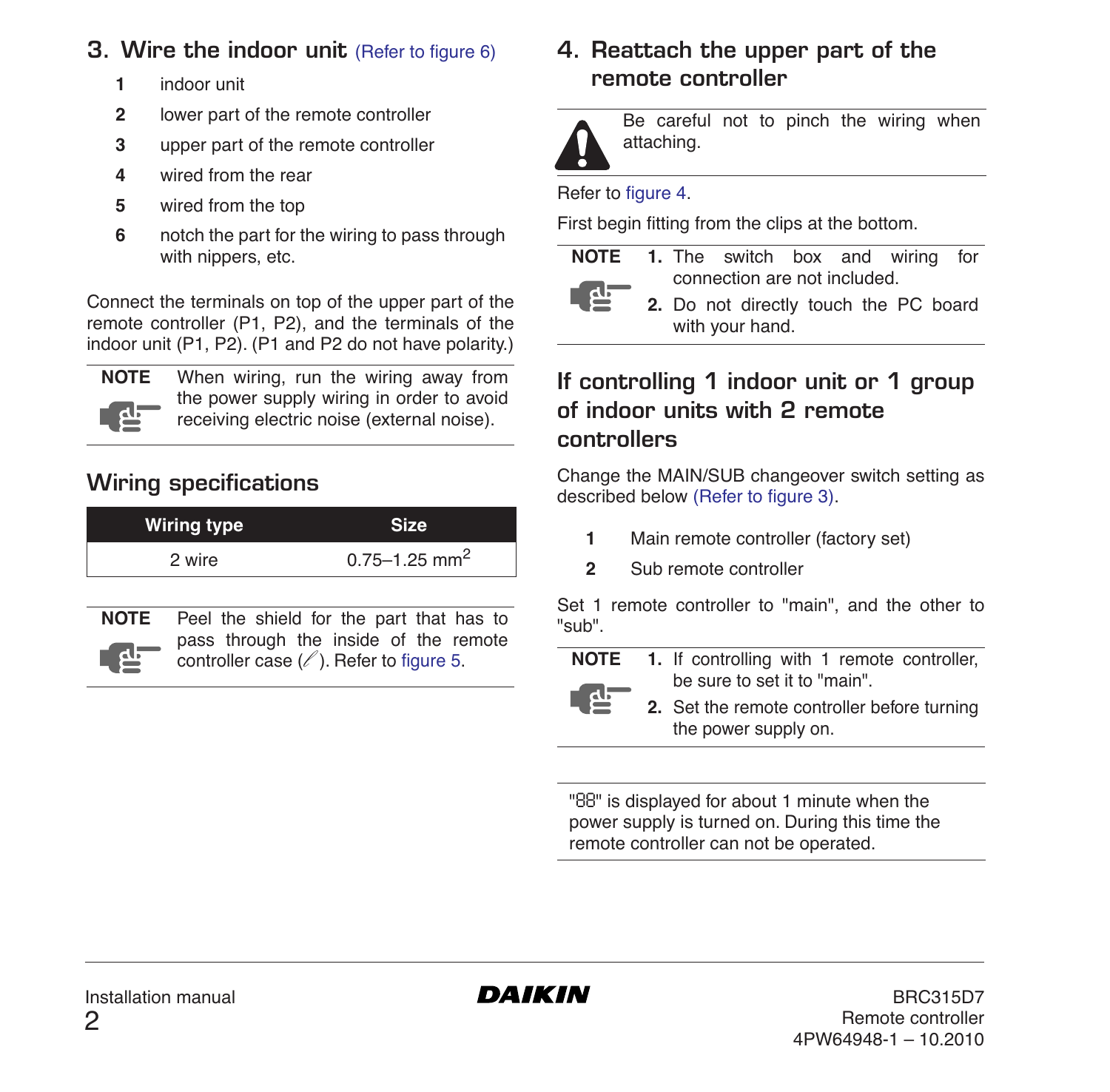## 3. Wire the indoor unit (Refer to figure 6)

1. indoor unit
2. lower part of the remote controller
3. upper part of the remote controller
4. wired from the rear
5. wired from the top
6. notch the part for the wiring to pass through with nippers, etc.

Connect the terminals on top of the upper part of the remote controller (P1, P2), and the terminals of the indoor unit (P1, P2). (P1 and P2 do not have polarity.)

**NOTE** When wiring, run the wiring away from the power supply wiring in order to avoid receiving electric noise (external noise).

### Wiring specifications

| Wiring type | Size |
|---|---|
| 2 wire | 0.75–1.25 $mm^2$ |

**NOTE** Peel the shield for the part that has to pass through the inside of the remote controller case (⁄). Refer to figure 5.

## 4. Reattach the upper part of the remote controller

Be careful not to pinch the wiring when attaching.

Refer to figure 4.

First begin fitting from the clips at the bottom.

**NOTE**

1. The switch box and wiring for connection are not included.
2. Do not directly touch the PC board with your hand.

## If controlling 1 indoor unit or 1 group of indoor units with 2 remote controllers

Change the MAIN/SUB changeover switch setting as described below (Refer to figure 3).

1. Main remote controller (factory set)
2. Sub remote controller

Set 1 remote controller to "main", and the other to "sub".

**NOTE**

1. If controlling with 1 remote controller, be sure to set it to "main".
2. Set the remote controller before turning the power supply on.

"88" is displayed for about 1 minute when the power supply is turned on. During this time the remote controller can not be operated.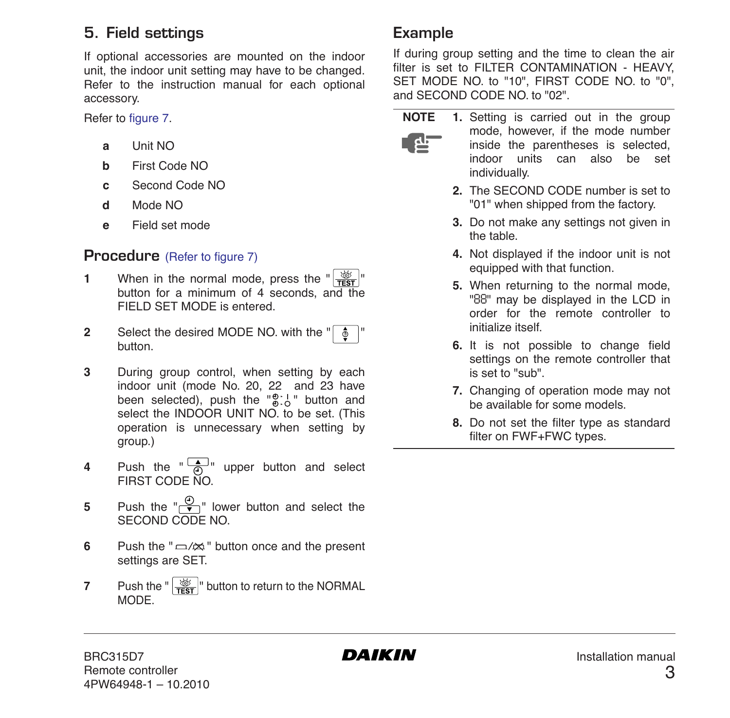## 5. Field settings

If optional accessories are mounted on the indoor unit, the indoor unit setting may have to be changed. Refer to the instruction manual for each optional accessory.

Refer to figure 7.

- **a** Unit NO
- **b** First Code NO
- **c** Second Code NO
- **d** Mode NO
- **e** Field set mode

### Procedure (Refer to figure 7)

1. When in the normal mode, press the "TEST" button for a minimum of 4 seconds, and the FIELD SET MODE is entered.
2. Select the desired MODE NO. with the "" button.
3. During group control, when setting by each indoor unit (mode No. 20, 22 and 23 have been selected), push the "" button and select the INDOOR UNIT NO. to be set. (This operation is unnecessary when setting by group.)
4. Push the "" upper button and select FIRST CODE NO.
5. Push the "" lower button and select the SECOND CODE NO.
6. Push the "" button once and the present settings are SET.
7. Push the "TEST" button to return to the NORMAL MODE.

### Example

If during group setting and the time to clean the air filter is set to FILTER CONTAMINATION - HEAVY, SET MODE NO. to "10", FIRST CODE NO. to "0", and SECOND CODE NO. to "02".

**NOTE**

1. Setting is carried out in the group mode, however, if the mode number inside the parentheses is selected, indoor units can also be set individually.
2. The SECOND CODE number is set to "01" when shipped from the factory.
3. Do not make any settings not given in the table.
4. Not displayed if the indoor unit is not equipped with that function.
5. When returning to the normal mode, "88" may be displayed in the LCD in order for the remote controller to initialize itself.
6. It is not possible to change field settings on the remote controller that is set to "sub".
7. Changing of operation mode may not be available for some models.
8. Do not set the filter type as standard filter on FWF+FWC types.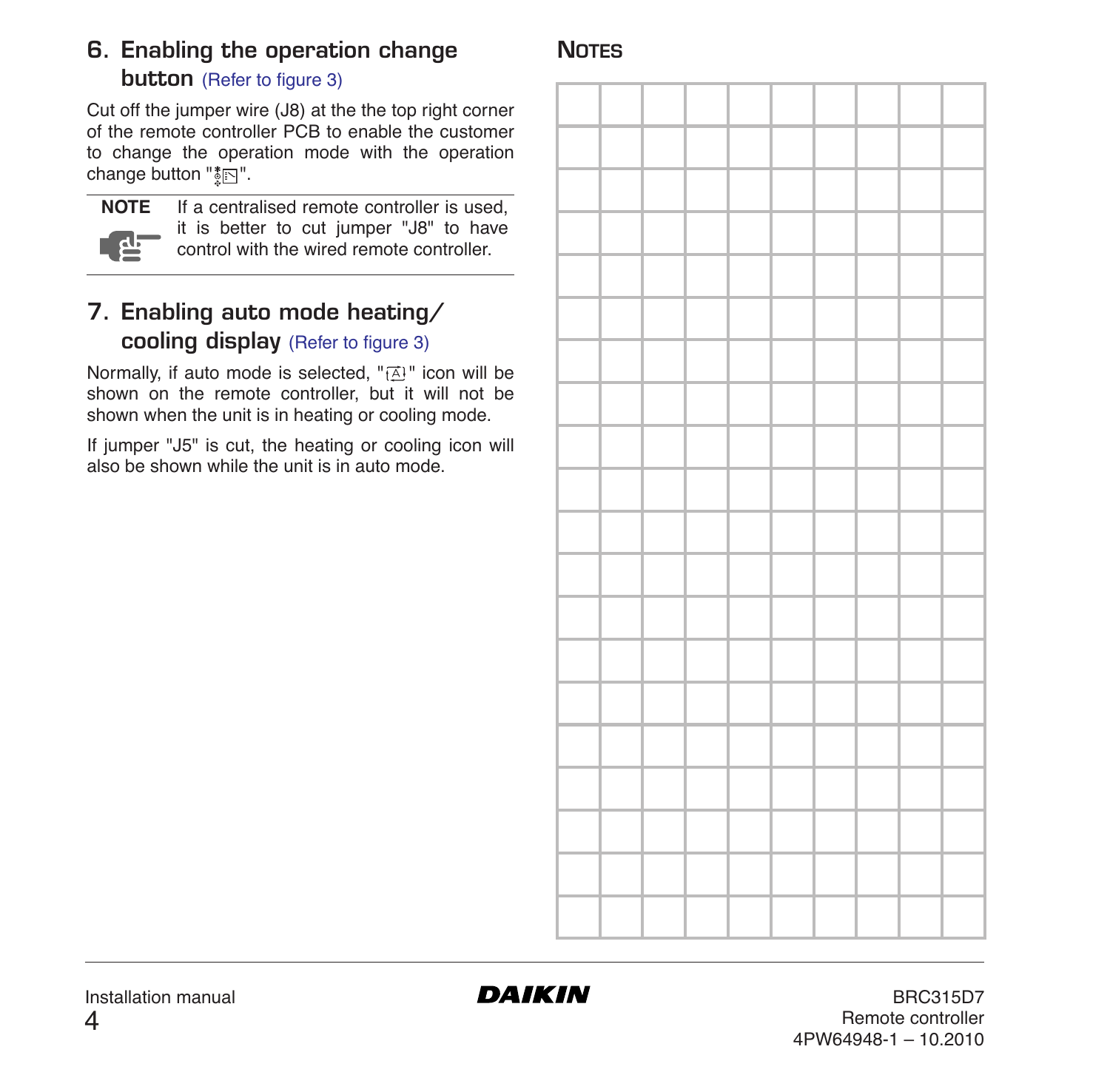## 6. Enabling the operation change button (Refer to figure 3)

Cut off the jumper wire (J8) at the the top right corner of the remote controller PCB to enable the customer to change the operation mode with the operation change button "".

**NOTE** If a centralised remote controller is used, it is better to cut jumper "J8" to have control with the wired remote controller.

## 7. Enabling auto mode heating/ cooling display (Refer to figure 3)

Normally, if auto mode is selected, "" icon will be shown on the remote controller, but it will not be shown when the unit is in heating or cooling mode.

If jumper "J5" is cut, the heating or cooling icon will also be shown while the unit is in auto mode.

## Notes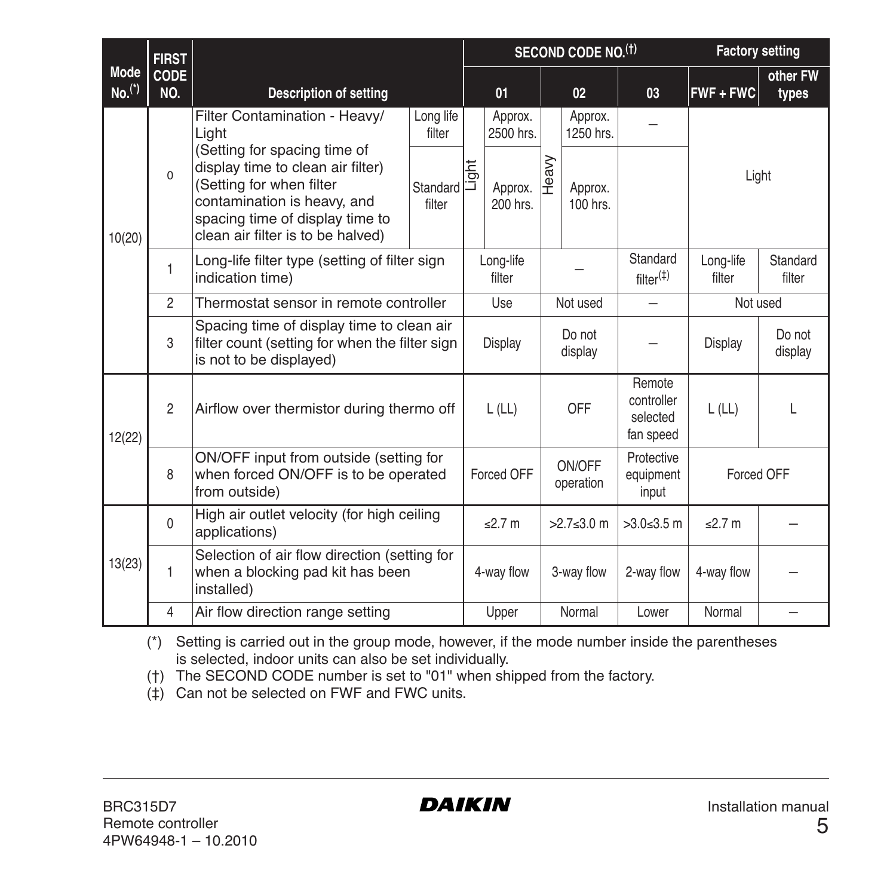| Mode No.(*) | FIRST CODE NO. | Description of setting | | SECOND CODE NO.(†) 01 | SECOND CODE NO.(†) 02 | SECOND CODE NO.(†) 03 | Factory setting FWF + FWC | Factory setting other FW types |
|---|---|---|---|---|---|---|---|---|
| 10(20) | 0 | Filter Contamination - Heavy/ Light (Setting for spacing time of display time to clean air filter) (Setting for when filter contamination is heavy, and spacing time of display time to clean air filter is to be halved) | Long life filter | Light: Approx. 2500 hrs. | Heavy: Approx. 1250 hrs. | — | Light | |
| | | | Standard filter | Light: Approx. 200 hrs. | Heavy: Approx. 100 hrs. | | | |
| | 1 | Long-life filter type (setting of filter sign indication time) | | Long-life filter | — | Standard filter(‡) | Long-life filter | Standard filter |
| | 2 | Thermostat sensor in remote controller | | Use | Not used | — | Not used | |
| | 3 | Spacing time of display time to clean air filter count (setting for when the filter sign is not to be displayed) | | Display | Do not display | — | Display | Do not display |
| 12(22) | 2 | Airflow over thermistor during thermo off | | L (LL) | OFF | Remote controller selected fan speed | L (LL) | L |
| | 8 | ON/OFF input from outside (setting for when forced ON/OFF is to be operated from outside) | | Forced OFF | ON/OFF operation | Protective equipment input | Forced OFF | |
| 13(23) | 0 | High air outlet velocity (for high ceiling applications) | | ≤2.7 m | >2.7≤3.0 m | >3.0≤3.5 m | ≤2.7 m | — |
| | 1 | Selection of air flow direction (setting for when a blocking pad kit has been installed) | | 4-way flow | 3-way flow | 2-way flow | 4-way flow | — |
| | 4 | Air flow direction range setting | | Upper | Normal | Lower | Normal | — |

(*) Setting is carried out in the group mode, however, if the mode number inside the parentheses is selected, indoor units can also be set individually.

(†) The SECOND CODE number is set to "01" when shipped from the factory.

(‡) Can not be selected on FWF and FWC units.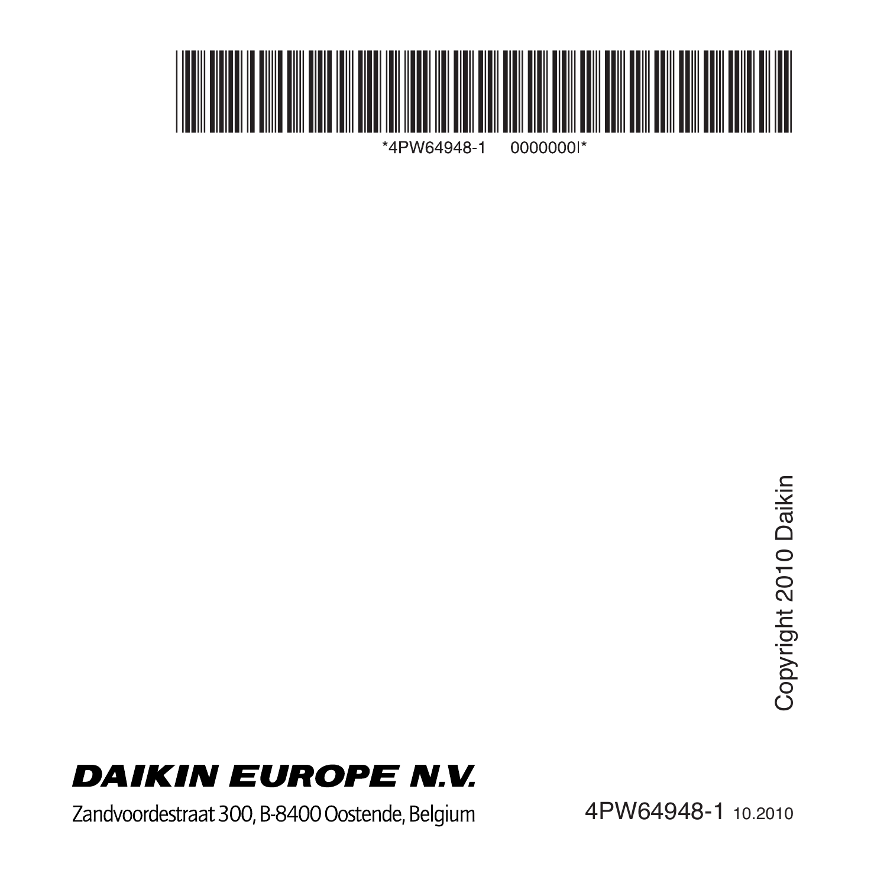*4PW64948-1 0000000I*

Copyright 2010 Daikin

**DAIKIN EUROPE N.V.**

Zandvoordestraat 300, B-8400 Oostende, Belgium

4PW64948-1 10.2010